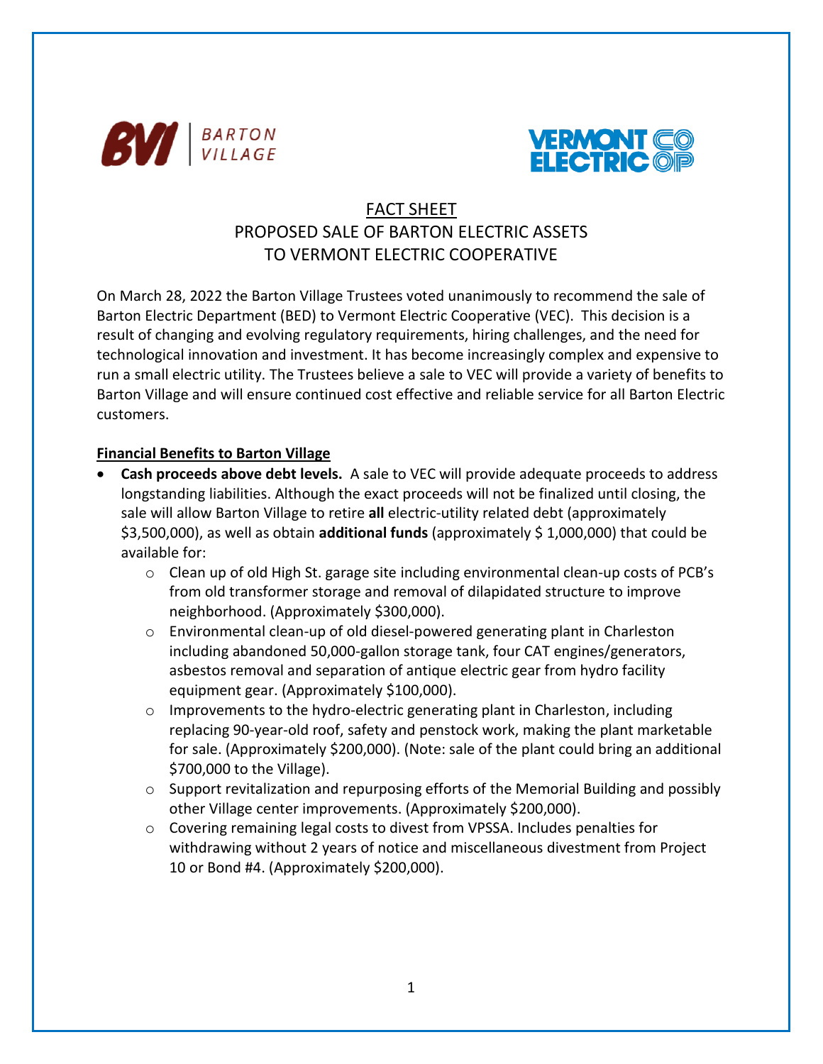BVI | BARTON VILLAGE

VERMONT ELECTRIC CO-OP

# FACT SHEET
## PROPOSED SALE OF BARTON ELECTRIC ASSETS TO VERMONT ELECTRIC COOPERATIVE

On March 28, 2022 the Barton Village Trustees voted unanimously to recommend the sale of Barton Electric Department (BED) to Vermont Electric Cooperative (VEC). This decision is a result of changing and evolving regulatory requirements, hiring challenges, and the need for technological innovation and investment. It has become increasingly complex and expensive to run a small electric utility. The Trustees believe a sale to VEC will provide a variety of benefits to Barton Village and will ensure continued cost effective and reliable service for all Barton Electric customers.

### Financial Benefits to Barton Village

- **Cash proceeds above debt levels.** A sale to VEC will provide adequate proceeds to address longstanding liabilities. Although the exact proceeds will not be finalized until closing, the sale will allow Barton Village to retire **all** electric-utility related debt (approximately $3,500,000), as well as obtain **additional funds** (approximately $ 1,000,000) that could be available for:
  - Clean up of old High St. garage site including environmental clean-up costs of PCB's from old transformer storage and removal of dilapidated structure to improve neighborhood. (Approximately $300,000).
  - Environmental clean-up of old diesel-powered generating plant in Charleston including abandoned 50,000-gallon storage tank, four CAT engines/generators, asbestos removal and separation of antique electric gear from hydro facility equipment gear. (Approximately $100,000).
  - Improvements to the hydro-electric generating plant in Charleston, including replacing 90-year-old roof, safety and penstock work, making the plant marketable for sale. (Approximately $200,000). (Note: sale of the plant could bring an additional $700,000 to the Village).
  - Support revitalization and repurposing efforts of the Memorial Building and possibly other Village center improvements. (Approximately $200,000).
  - Covering remaining legal costs to divest from VPSSA. Includes penalties for withdrawing without 2 years of notice and miscellaneous divestment from Project 10 or Bond #4. (Approximately $200,000).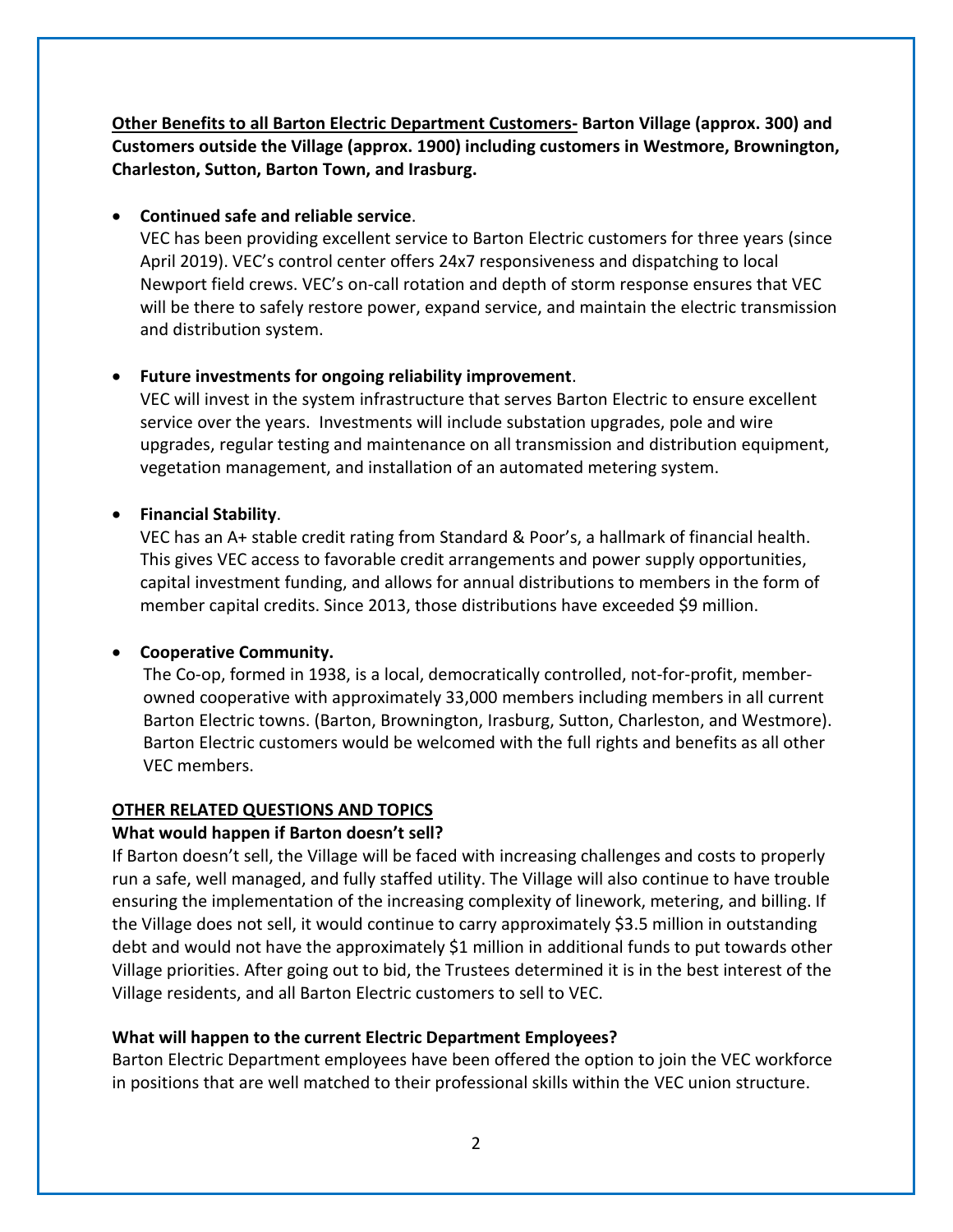**<u>Other Benefits to all Barton Electric Department Customers-</u> Barton Village (approx. 300) and Customers outside the Village (approx. 1900) including customers in Westmore, Brownington, Charleston, Sutton, Barton Town, and Irasburg.**

- **Continued safe and reliable service**.
  VEC has been providing excellent service to Barton Electric customers for three years (since April 2019). VEC's control center offers 24x7 responsiveness and dispatching to local Newport field crews. VEC's on-call rotation and depth of storm response ensures that VEC will be there to safely restore power, expand service, and maintain the electric transmission and distribution system.

- **Future investments for ongoing reliability improvement**.
  VEC will invest in the system infrastructure that serves Barton Electric to ensure excellent service over the years. Investments will include substation upgrades, pole and wire upgrades, regular testing and maintenance on all transmission and distribution equipment, vegetation management, and installation of an automated metering system.

- **Financial Stability**.
  VEC has an A+ stable credit rating from Standard & Poor's, a hallmark of financial health. This gives VEC access to favorable credit arrangements and power supply opportunities, capital investment funding, and allows for annual distributions to members in the form of member capital credits. Since 2013, those distributions have exceeded $9 million.

- **Cooperative Community.**
  The Co-op, formed in 1938, is a local, democratically controlled, not-for-profit, member-owned cooperative with approximately 33,000 members including members in all current Barton Electric towns. (Barton, Brownington, Irasburg, Sutton, Charleston, and Westmore). Barton Electric customers would be welcomed with the full rights and benefits as all other VEC members.

## <u>OTHER RELATED QUESTIONS AND TOPICS</u>

### What would happen if Barton doesn't sell?

If Barton doesn't sell, the Village will be faced with increasing challenges and costs to properly run a safe, well managed, and fully staffed utility. The Village will also continue to have trouble ensuring the implementation of the increasing complexity of linework, metering, and billing. If the Village does not sell, it would continue to carry approximately $3.5 million in outstanding debt and would not have the approximately $1 million in additional funds to put towards other Village priorities. After going out to bid, the Trustees determined it is in the best interest of the Village residents, and all Barton Electric customers to sell to VEC.

### What will happen to the current Electric Department Employees?

Barton Electric Department employees have been offered the option to join the VEC workforce in positions that are well matched to their professional skills within the VEC union structure.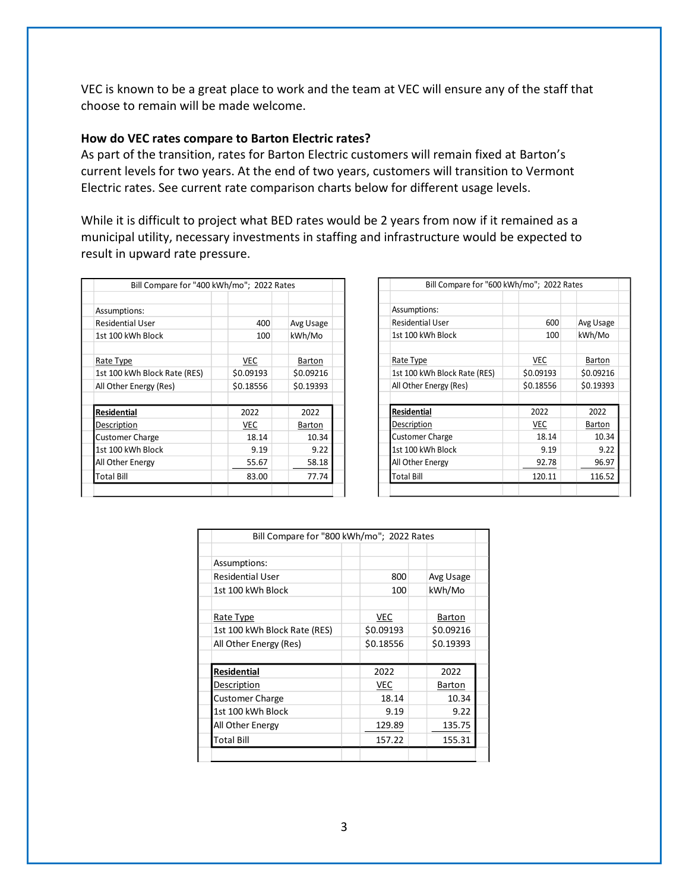VEC is known to be a great place to work and the team at VEC will ensure any of the staff that choose to remain will be made welcome.

**How do VEC rates compare to Barton Electric rates?**

As part of the transition, rates for Barton Electric customers will remain fixed at Barton's current levels for two years. At the end of two years, customers will transition to Vermont Electric rates. See current rate comparison charts below for different usage levels.

While it is difficult to project what BED rates would be 2 years from now if it remained as a municipal utility, necessary investments in staffing and infrastructure would be expected to result in upward rate pressure.

| Bill Compare for "400 kWh/mo"; 2022 Rates | | |
|---|---|---|
| Assumptions: | | |
| Residential User | 400 | Avg Usage |
| 1st 100 kWh Block | 100 | kWh/Mo |
| Rate Type | VEC | Barton |
| 1st 100 kWh Block Rate (RES) | $0.09193 | $0.09216 |
| All Other Energy (Res) | $0.18556 | $0.19393 |
| **Residential** | 2022 | 2022 |
| Description | VEC | Barton |
| Customer Charge | 18.14 | 10.34 |
| 1st 100 kWh Block | 9.19 | 9.22 |
| All Other Energy | 55.67 | 58.18 |
| Total Bill | 83.00 | 77.74 |

| Bill Compare for "600 kWh/mo"; 2022 Rates | | |
|---|---|---|
| Assumptions: | | |
| Residential User | 600 | Avg Usage |
| 1st 100 kWh Block | 100 | kWh/Mo |
| Rate Type | VEC | Barton |
| 1st 100 kWh Block Rate (RES) | $0.09193 | $0.09216 |
| All Other Energy (Res) | $0.18556 | $0.19393 |
| **Residential** | 2022 | 2022 |
| Description | VEC | Barton |
| Customer Charge | 18.14 | 10.34 |
| 1st 100 kWh Block | 9.19 | 9.22 |
| All Other Energy | 92.78 | 96.97 |
| Total Bill | 120.11 | 116.52 |

| Bill Compare for "800 kWh/mo"; 2022 Rates | | |
|---|---|---|
| Assumptions: | | |
| Residential User | 800 | Avg Usage |
| 1st 100 kWh Block | 100 | kWh/Mo |
| Rate Type | VEC | Barton |
| 1st 100 kWh Block Rate (RES) | $0.09193 | $0.09216 |
| All Other Energy (Res) | $0.18556 | $0.19393 |
| **Residential** | 2022 | 2022 |
| Description | VEC | Barton |
| Customer Charge | 18.14 | 10.34 |
| 1st 100 kWh Block | 9.19 | 9.22 |
| All Other Energy | 129.89 | 135.75 |
| Total Bill | 157.22 | 155.31 |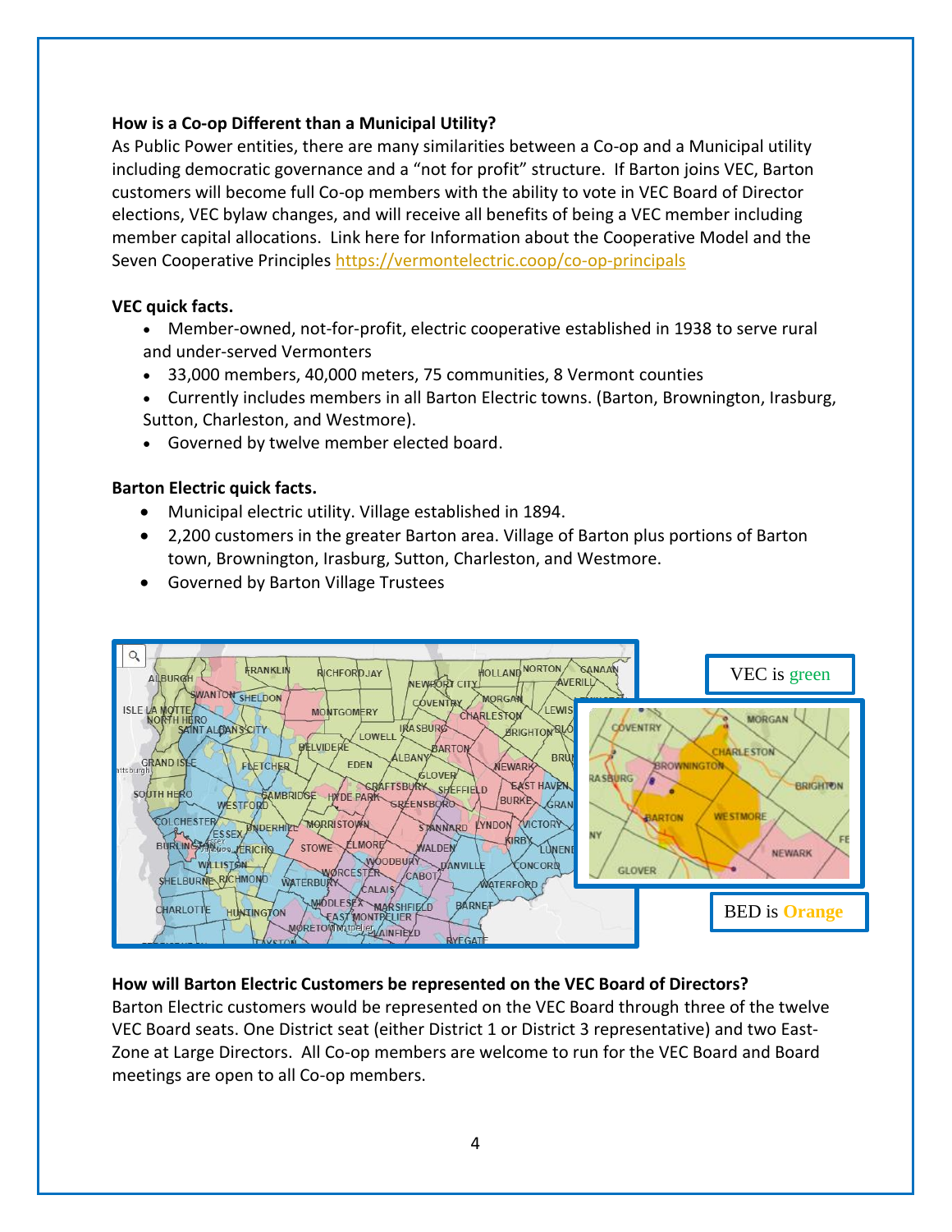**How is a Co-op Different than a Municipal Utility?**

As Public Power entities, there are many similarities between a Co-op and a Municipal utility including democratic governance and a "not for profit" structure. If Barton joins VEC, Barton customers will become full Co-op members with the ability to vote in VEC Board of Director elections, VEC bylaw changes, and will receive all benefits of being a VEC member including member capital allocations. Link here for Information about the Cooperative Model and the Seven Cooperative Principles https://vermontelectric.coop/co-op-principals

**VEC quick facts.**

- Member-owned, not-for-profit, electric cooperative established in 1938 to serve rural and under-served Vermonters
- 33,000 members, 40,000 meters, 75 communities, 8 Vermont counties
- Currently includes members in all Barton Electric towns. (Barton, Brownington, Irasburg, Sutton, Charleston, and Westmore).
- Governed by twelve member elected board.

**Barton Electric quick facts.**

- Municipal electric utility. Village established in 1894.
- 2,200 customers in the greater Barton area. Village of Barton plus portions of Barton town, Brownington, Irasburg, Sutton, Charleston, and Westmore.
- Governed by Barton Village Trustees

VEC is green

BED is Orange

**How will Barton Electric Customers be represented on the VEC Board of Directors?**

Barton Electric customers would be represented on the VEC Board through three of the twelve VEC Board seats. One District seat (either District 1 or District 3 representative) and two East-Zone at Large Directors. All Co-op members are welcome to run for the VEC Board and Board meetings are open to all Co-op members.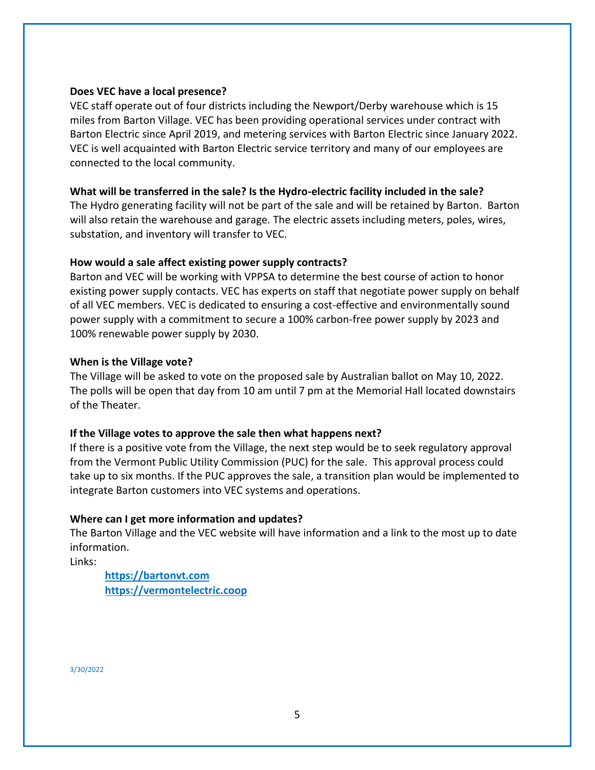**Does VEC have a local presence?**

VEC staff operate out of four districts including the Newport/Derby warehouse which is 15 miles from Barton Village. VEC has been providing operational services under contract with Barton Electric since April 2019, and metering services with Barton Electric since January 2022. VEC is well acquainted with Barton Electric service territory and many of our employees are connected to the local community.

**What will be transferred in the sale? Is the Hydro-electric facility included in the sale?**

The Hydro generating facility will not be part of the sale and will be retained by Barton. Barton will also retain the warehouse and garage. The electric assets including meters, poles, wires, substation, and inventory will transfer to VEC.

**How would a sale affect existing power supply contracts?**

Barton and VEC will be working with VPPSA to determine the best course of action to honor existing power supply contacts. VEC has experts on staff that negotiate power supply on behalf of all VEC members. VEC is dedicated to ensuring a cost-effective and environmentally sound power supply with a commitment to secure a 100% carbon-free power supply by 2023 and 100% renewable power supply by 2030.

**When is the Village vote?**

The Village will be asked to vote on the proposed sale by Australian ballot on May 10, 2022. The polls will be open that day from 10 am until 7 pm at the Memorial Hall located downstairs of the Theater.

**If the Village votes to approve the sale then what happens next?**

If there is a positive vote from the Village, the next step would be to seek regulatory approval from the Vermont Public Utility Commission (PUC) for the sale. This approval process could take up to six months. If the PUC approves the sale, a transition plan would be implemented to integrate Barton customers into VEC systems and operations.

**Where can I get more information and updates?**

The Barton Village and the VEC website will have information and a link to the most up to date information.

Links:

- **https://bartonvt.com**
- **https://vermontelectric.coop**

3/30/2022